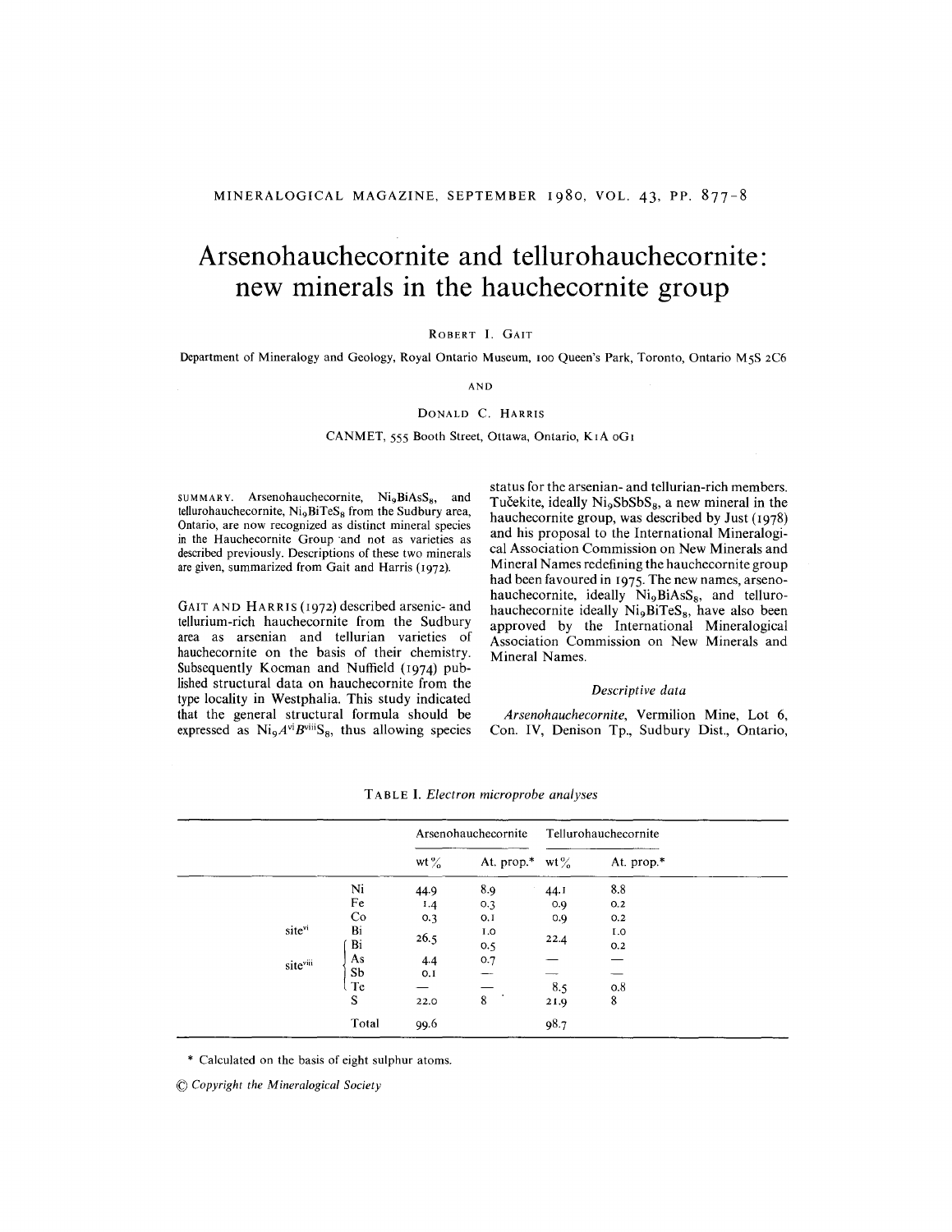# Arsenohauchecornite and tellurohauchecornite: new minerals in the hauchecornite group

ROBERT I. GAIT

Department of Mineralogy and Geology, Royal Ontario Museum, 100 Queen's Park, Toronto, Ontario M5S 2C6

AND

DONALD C. HARRIS

CANMET, 555 Booth Street, Ottawa, Ontario, K1A 0G1

SUMMARY. Arsenohauchecornite, $Ni_9BiAsS_8$, and tellurohauchecornite, $Ni_9BiTeS_8$ from the Sudbury area, Ontario, are now recognized as distinct mineral species in the Hauchecornite Group and not as varieties as described previously. Descriptions of these two minerals are given, summarized from Gait and Harris (1972).

GAIT AND HARRIS (1972) described arsenic- and tellurium-rich hauchecornite from the Sudbury area as arsenian and tellurian varieties of hauchecornite on the basis of their chemistry. Subsequently Kocman and Nuffield (1974) published structural data on hauchecornite from the type locality in Westphalia. This study indicated that the general structural formula should be expressed as $Ni_9A^{vi}B^{viii}S_8$, thus allowing species status for the arsenian- and tellurian-rich members. Tučekite, ideally $Ni_9SbSbS_8$, a new mineral in the hauchecornite group, was described by Just (1978) and his proposal to the International Mineralogical Association Commission on New Minerals and Mineral Names redefining the hauchecornite group had been favoured in 1975. The new names, arsenohauchecornite, ideally $Ni_9BiAsS_8$, and tellurohauchecornite ideally $Ni_9BiTeS_8$, have also been approved by the International Mineralogical Association Commission on New Minerals and Mineral Names.

### Descriptive data

*Arsenohauchecornite*, Vermilion Mine, Lot 6, Con. IV, Denison Tp., Sudbury Dist., Ontario,

TABLE I. *Electron microprobe analyses*

| | | Arsenohauchecornite | | Tellurohauchecornite | |
|---|---|---|---|---|---|
| | | wt % | At. prop.* | wt % | At. prop.* |
| | Ni | 44.9 | 8.9 | 44.1 | 8.8 |
| | Fe | 1.4 | 0.3 | 0.9 | 0.2 |
| | Co | 0.3 | 0.1 | 0.9 | 0.2 |
| site$^{vi}$ | Bi | 26.5 | 1.0 | 22.4 | 1.0 |
| site$^{viii}$ | Bi | | 0.5 | | 0.2 |
| site$^{viii}$ | As | 4.4 | 0.7 | — | — |
| site$^{viii}$ | Sb | 0.1 | — | — | — |
| site$^{viii}$ | Te | — | — | 8.5 | 0.8 |
| | S | 22.0 | 8 | 21.9 | 8 |
| | Total | 99.6 | | 98.7 | |

\* Calculated on the basis of eight sulphur atoms.

© Copyright the Mineralogical Society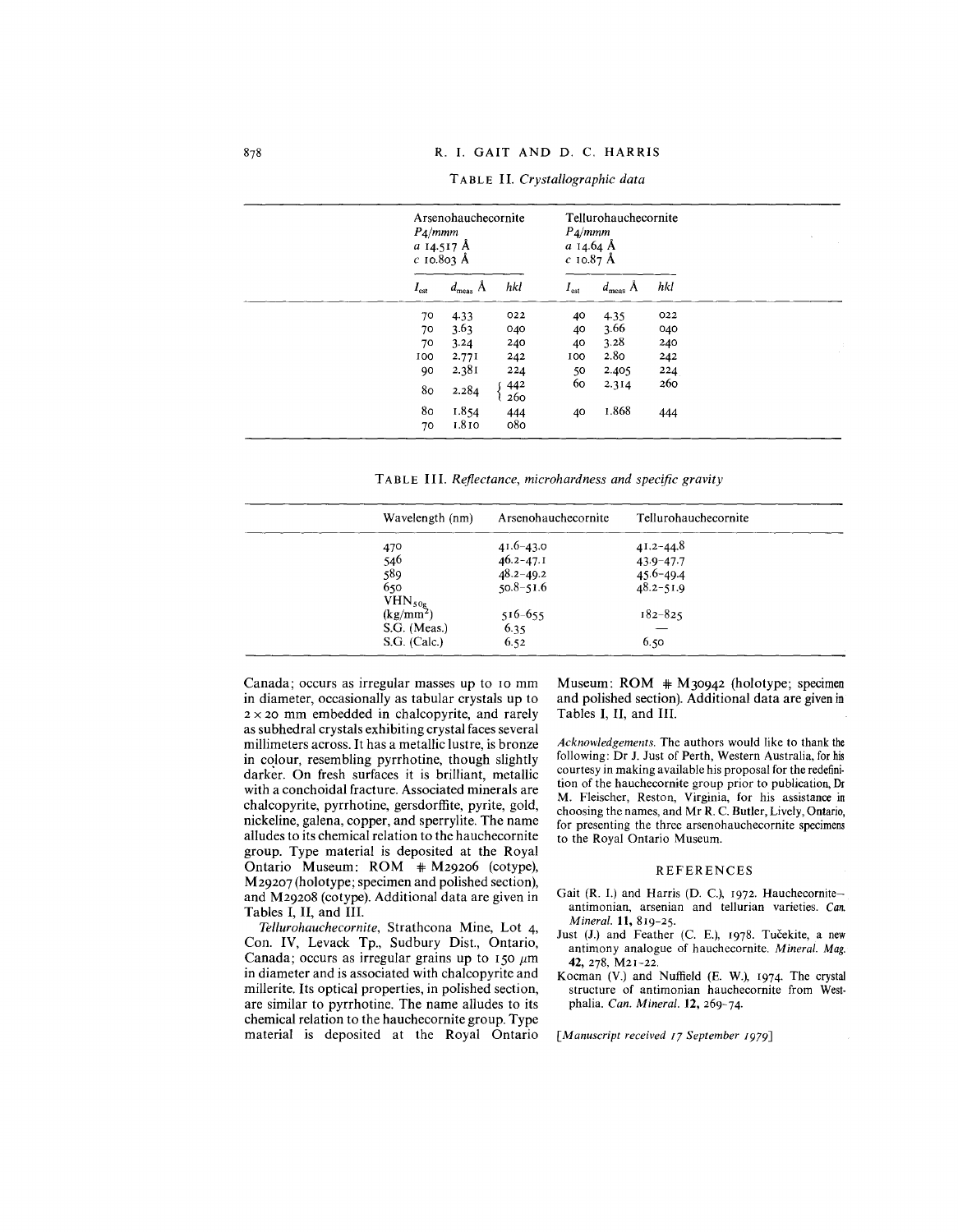TABLE II. *Crystallographic data*

| Arsenohauchecornite $P4/mmm$ $a$ 14.517 Å $c$ 10.803 Å | | | Tellurohauchecornite $P4/mmm$ $a$ 14.64 Å $c$ 10.87 Å | | |
|---|---|---|---|---|---|
| $I_{est}$ | $d_{meas}$ Å | $hkl$ | $I_{est}$ | $d_{meas}$ Å | $hkl$ |
| 70 | 4.33 | 022 | 40 | 4.35 | 022 |
| 70 | 3.63 | 040 | 40 | 3.66 | 040 |
| 70 | 3.24 | 240 | 40 | 3.28 | 240 |
| 100 | 2.771 | 242 | 100 | 2.80 | 242 |
| 90 | 2.381 | 224 | 50 | 2.405 | 224 |
| 80 | 2.284 | { 442, 260 | 60 | 2.314 | 260 |
| 80 | 1.854 | 444 | 40 | 1.868 | 444 |
| 70 | 1.810 | 080 | | | |

TABLE III. *Reflectance, microhardness and specific gravity*

| Wavelength (nm) | Arsenohauchecornite | Tellurohauchecornite |
|---|---|---|
| 470 | 41.6–43.0 | 41.2–44.8 |
| 546 | 46.2–47.1 | 43.9–47.7 |
| 589 | 48.2–49.2 | 45.6–49.4 |
| 650 | 50.8–51.6 | 48.2–51.9 |
| $VHN_{50g}$ ($kg/mm^2$) | 516–655 | 182–825 |
| S.G. (Meas.) | 6.35 | — |
| S.G. (Calc.) | 6.52 | 6.50 |

Canada; occurs as irregular masses up to 10 mm in diameter, occasionally as tabular crystals up to 2 × 20 mm embedded in chalcopyrite, and rarely as subhedral crystals exhibiting crystal faces several millimeters across. It has a metallic lustre, is bronze in colour, resembling pyrrhotine, though slightly darker. On fresh surfaces it is brilliant, metallic with a conchoidal fracture. Associated minerals are chalcopyrite, pyrrhotine, gersdorffite, pyrite, gold, nickeline, galena, copper, and sperrylite. The name alludes to its chemical relation to the hauchecornite group. Type material is deposited at the Royal Ontario Museum: ROM # M29206 (cotype), M29207 (holotype; specimen and polished section), and M29208 (cotype). Additional data are given in Tables I, II, and III.

*Tellurohauchecornite*, Strathcona Mine, Lot 4, Con. IV, Levack Tp., Sudbury Dist., Ontario, Canada; occurs as irregular grains up to 150 $\mu$m in diameter and is associated with chalcopyrite and millerite. Its optical properties, in polished section, are similar to pyrrhotine. The name alludes to its chemical relation to the hauchecornite group. Type material is deposited at the Royal Ontario Museum: ROM # M30942 (holotype; specimen and polished section). Additional data are given in Tables I, II, and III.

*Acknowledgements.* The authors would like to thank the following: Dr J. Just of Perth, Western Australia, for his courtesy in making available his proposal for the redefinition of the hauchecornite group prior to publication, Dr M. Fleischer, Reston, Virginia, for his assistance in choosing the names, and Mr R. C. Butler, Lively, Ontario, for presenting the three arsenohauchecornite specimens to the Royal Ontario Museum.

## REFERENCES

Gait (R. I.) and Harris (D. C.), 1972. Hauchecornite—antimonian, arsenian and tellurian varieties. *Can. Mineral.* **11**, 819–25.

Just (J.) and Feather (C. E.), 1978. Tučekite, a new antimony analogue of hauchecornite. *Mineral. Mag.* **42**, 278, M21–22.

Kocman (V.) and Nuffield (E. W.), 1974. The crystal structure of antimonian hauchecornite from Westphalia. *Can. Mineral.* **12**, 269–74.

[*Manuscript received 17 September 1979*]